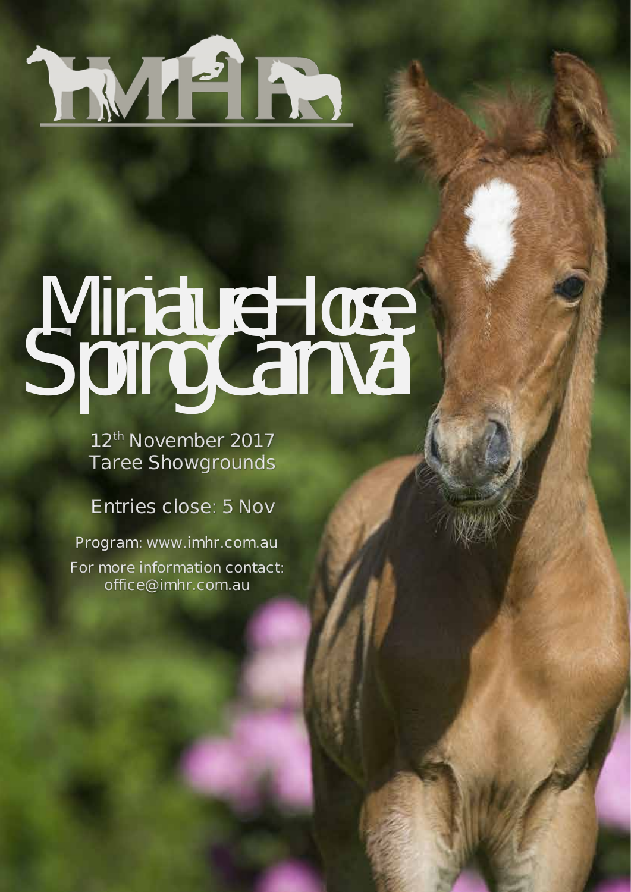IMHR

# Miniature Horse Spring Carnival

12th November 2017
Taree Showgrounds

Entries close: 5 Nov

Program: www.imhr.com.au

For more information contact:
office@imhr.com.au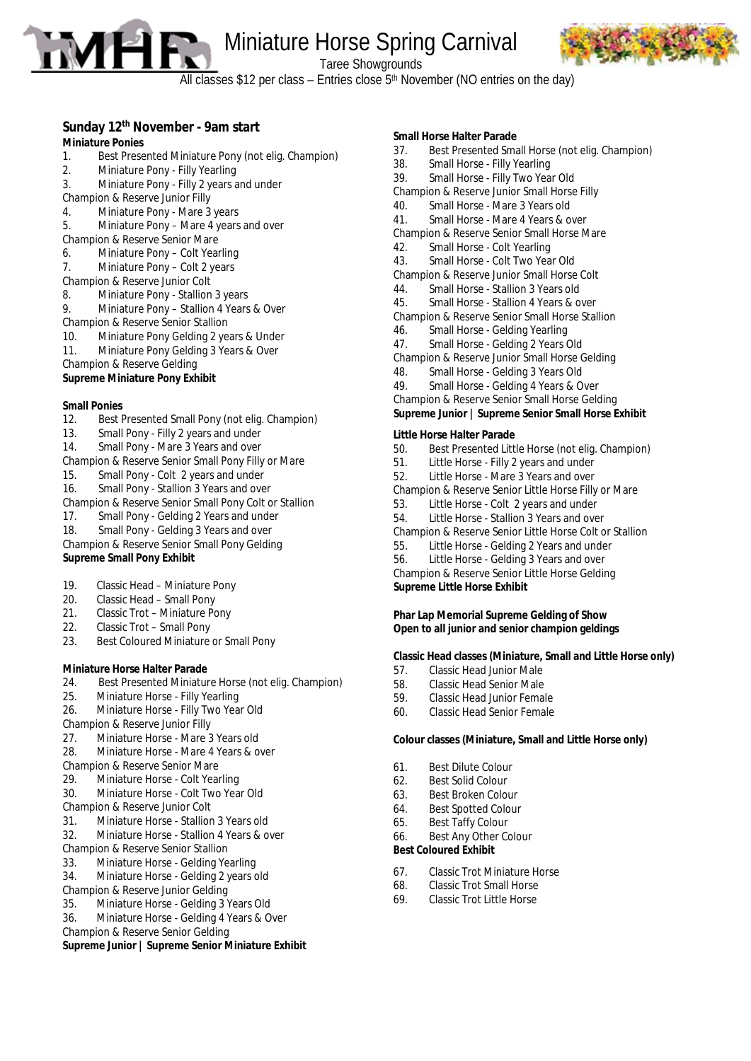# Miniature Horse Spring Carnival

Taree Showgrounds

All classes $12 per class – Entries close 5th November (NO entries on the day)

## Sunday 12th November - 9am start

**Miniature Ponies**

1. Best Presented Miniature Pony (not elig. Champion)
2. Miniature Pony - Filly Yearling
3. Miniature Pony - Filly 2 years and under

Champion & Reserve Junior Filly

4. Miniature Pony - Mare 3 years
5. Miniature Pony – Mare 4 years and over

Champion & Reserve Senior Mare

6. Miniature Pony – Colt Yearling
7. Miniature Pony – Colt 2 years

Champion & Reserve Junior Colt

8. Miniature Pony - Stallion 3 years
9. Miniature Pony – Stallion 4 Years & Over

Champion & Reserve Senior Stallion

10. Miniature Pony Gelding 2 years & Under
11. Miniature Pony Gelding 3 Years & Over

Champion & Reserve Gelding

**Supreme Miniature Pony Exhibit**

**Small Ponies**

12. Best Presented Small Pony (not elig. Champion)
13. Small Pony - Filly 2 years and under
14. Small Pony - Mare 3 Years and over

Champion & Reserve Senior Small Pony Filly or Mare

15. Small Pony - Colt 2 years and under
16. Small Pony - Stallion 3 Years and over

Champion & Reserve Senior Small Pony Colt or Stallion

17. Small Pony - Gelding 2 Years and under
18. Small Pony - Gelding 3 Years and over

Champion & Reserve Senior Small Pony Gelding

**Supreme Small Pony Exhibit**

19. Classic Head – Miniature Pony
20. Classic Head – Small Pony
21. Classic Trot – Miniature Pony
22. Classic Trot – Small Pony
23. Best Coloured Miniature or Small Pony

**Miniature Horse Halter Parade**

24. Best Presented Miniature Horse (not elig. Champion)
25. Miniature Horse - Filly Yearling
26. Miniature Horse - Filly Two Year Old

Champion & Reserve Junior Filly

27. Miniature Horse - Mare 3 Years old
28. Miniature Horse - Mare 4 Years & over

Champion & Reserve Senior Mare

29. Miniature Horse - Colt Yearling
30. Miniature Horse - Colt Two Year Old

Champion & Reserve Junior Colt

31. Miniature Horse - Stallion 3 Years old
32. Miniature Horse - Stallion 4 Years & over

Champion & Reserve Senior Stallion

33. Miniature Horse - Gelding Yearling
34. Miniature Horse - Gelding 2 years old

Champion & Reserve Junior Gelding

35. Miniature Horse - Gelding 3 Years Old
36. Miniature Horse - Gelding 4 Years & Over

Champion & Reserve Senior Gelding

**Supreme Junior | Supreme Senior Miniature Exhibit**

**Small Horse Halter Parade**

37. Best Presented Small Horse (not elig. Champion)
38. Small Horse - Filly Yearling
39. Small Horse - Filly Two Year Old

Champion & Reserve Junior Small Horse Filly

40. Small Horse - Mare 3 Years old
41. Small Horse - Mare 4 Years & over

Champion & Reserve Senior Small Horse Mare

42. Small Horse - Colt Yearling
43. Small Horse - Colt Two Year Old

Champion & Reserve Junior Small Horse Colt

44. Small Horse - Stallion 3 Years old
45. Small Horse - Stallion 4 Years & over

Champion & Reserve Senior Small Horse Stallion

46. Small Horse - Gelding Yearling
47. Small Horse - Gelding 2 Years Old

Champion & Reserve Junior Small Horse Gelding

48. Small Horse - Gelding 3 Years Old
49. Small Horse - Gelding 4 Years & Over

Champion & Reserve Senior Small Horse Gelding

**Supreme Junior | Supreme Senior Small Horse Exhibit**

**Little Horse Halter Parade**

50. Best Presented Little Horse (not elig. Champion)
51. Little Horse - Filly 2 years and under
52. Little Horse - Mare 3 Years and over

Champion & Reserve Senior Little Horse Filly or Mare

53. Little Horse - Colt 2 years and under
54. Little Horse - Stallion 3 Years and over

Champion & Reserve Senior Little Horse Colt or Stallion

55. Little Horse - Gelding 2 Years and under
56. Little Horse - Gelding 3 Years and over

Champion & Reserve Senior Little Horse Gelding

**Supreme Little Horse Exhibit**

**Phar Lap Memorial Supreme Gelding of Show**
**Open to all junior and senior champion geldings**

**Classic Head classes (Miniature, Small and Little Horse only)**

57. Classic Head Junior Male
58. Classic Head Senior Male
59. Classic Head Junior Female
60. Classic Head Senior Female

**Colour classes (Miniature, Small and Little Horse only)**

61. Best Dilute Colour
62. Best Solid Colour
63. Best Broken Colour
64. Best Spotted Colour
65. Best Taffy Colour
66. Best Any Other Colour

**Best Coloured Exhibit**

67. Classic Trot Miniature Horse
68. Classic Trot Small Horse
69. Classic Trot Little Horse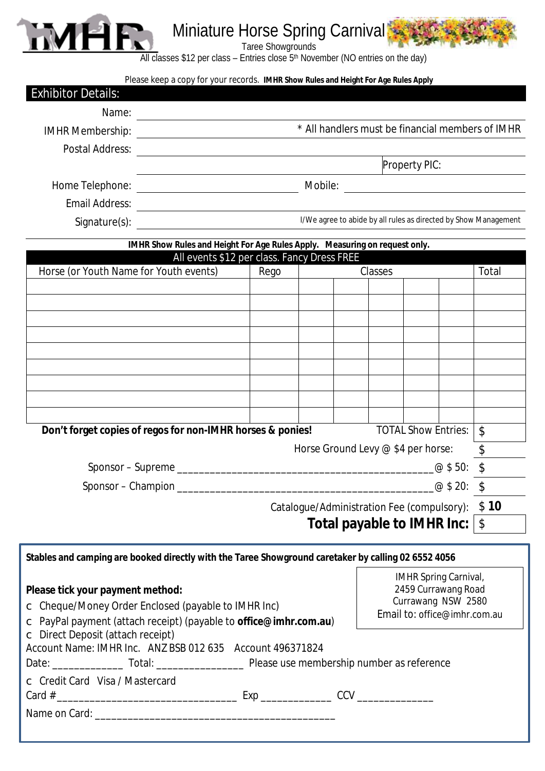# Miniature Horse Spring Carnival

Taree Showgrounds

All classes $12 per class – Entries close 5th November (NO entries on the day)

Please keep a copy for your records. **IMHR Show Rules and Height For Age Rules Apply**

## Exhibitor Details:

Name: ______________________________

IMHR Membership: ______________________________ * All handlers must be financial members of IMHR

Postal Address: ______________________________

______________________________ Property PIC:

Home Telephone: ______________________________ Mobile: ______________________________

Email Address: ______________________________

Signature(s): ______________________________ I/We agree to abide by all rules as directed by Show Management

**IMHR Show Rules and Height For Age Rules Apply. Measuring on request only.**

All events $12 per class. Fancy Dress FREE

| Horse (or Youth Name for Youth events) | Rego | Classes | | | | | Total |
|---|---|---|---|---|---|---|---|
| | | | | | | | |
| | | | | | | | |
| | | | | | | | |
| | | | | | | | |
| | | | | | | | |
| | | | | | | | |
| | | | | | | | |
| | | | | | | | |
| | | | | | | | |

**Don't forget copies of regos for non-IMHR horses & ponies!** TOTAL Show Entries: $

Horse Ground Levy @ $4 per horse: $

Sponsor – Supreme ____________________________________________ @ $ 50: $

Sponsor – Champion ____________________________________________ @ $ 20: $

Catalogue/Administration Fee (compulsory): $ **10**

**Total payable to IMHR Inc:** $

**Stables and camping are booked directly with the Taree Showground caretaker by calling 02 6552 4056**

IMHR Spring Carnival,
2459 Currawang Road
Currawang NSW 2580
Email to: office@imhr.com.au

**Please tick your payment method:**

- Cheque/Money Order Enclosed (payable to IMHR Inc)
- PayPal payment (attach receipt) (payable to **office@imhr.com.au**)
- Direct Deposit (attach receipt)

Account Name: IMHR Inc. ANZ BSB 012 635 Account 496371824

Date: _____________ Total: ________________ Please use membership number as reference

- Credit Card Visa / Mastercard

Card # ________________________________ Exp ____________ CCV _____________

Name on Card: __________________________________________